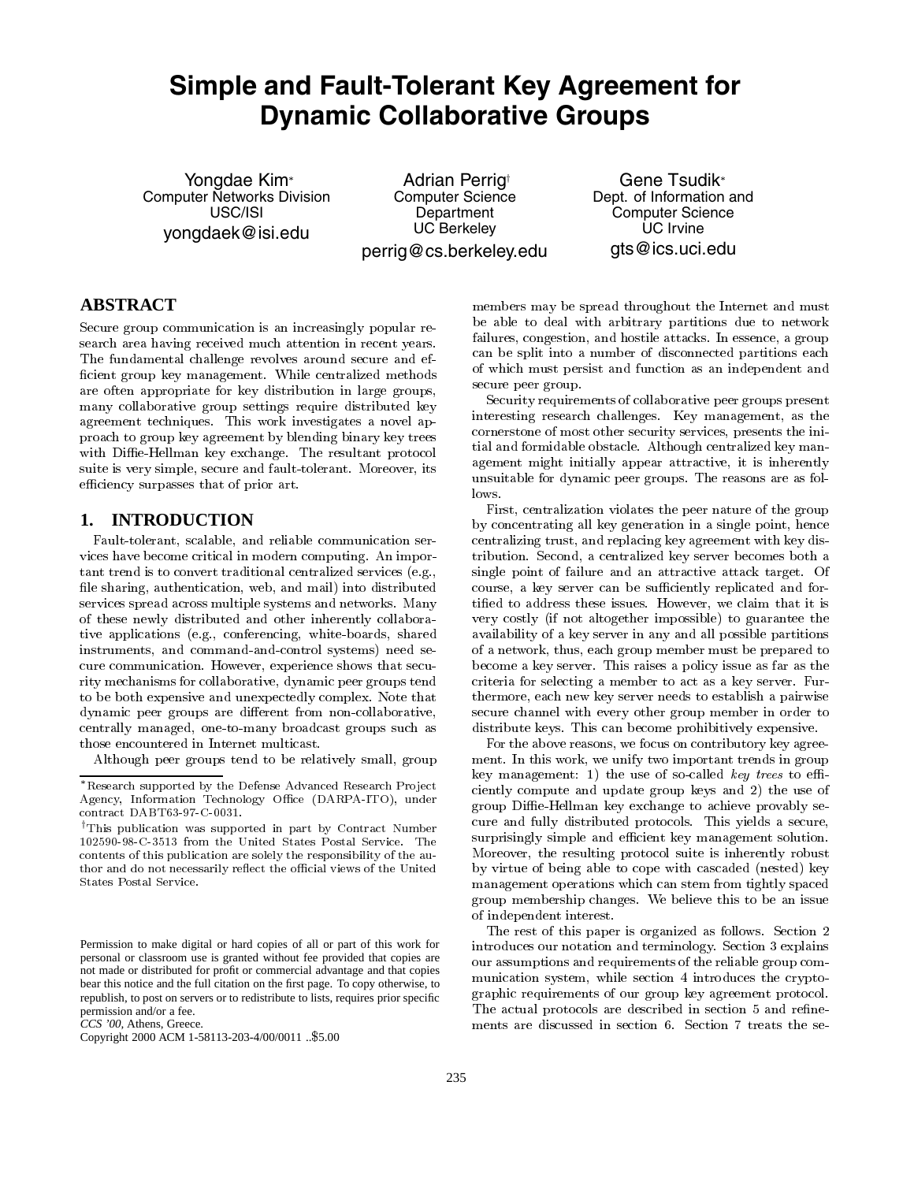# Simple and Fault-Tolerant Key Agreement for Dynamic Collaborative Groups

Yongdae Kim*
Computer Networks Division
USC/ISI
yongdaek@isi.edu

Adrian Perrig†
Computer Science Department
UC Berkeley
perrig@cs.berkeley.edu

Gene Tsudik*
Dept. of Information and Computer Science
UC Irvine
gts@ics.uci.edu

## ABSTRACT

Secure group communication is an increasingly popular research area having received much attention in recent years. The fundamental challenge revolves around secure and efficient group key management. While centralized methods are often appropriate for key distribution in large groups, many collaborative group settings require distributed key agreement techniques. This work investigates a novel approach to group key agreement by blending binary key trees with Diffie-Hellman key exchange. The resultant protocol suite is very simple, secure and fault-tolerant. Moreover, its efficiency surpasses that of prior art.

## 1. INTRODUCTION

Fault-tolerant, scalable, and reliable communication services have become critical in modern computing. An important trend is to convert traditional centralized services (e.g., file sharing, authentication, web, and mail) into distributed services spread across multiple systems and networks. Many of these newly distributed and other inherently collaborative applications (e.g., conferencing, white-boards, shared instruments, and command-and-control systems) need secure communication. However, experience shows that security mechanisms for collaborative, dynamic peer groups tend to be both expensive and unexpectedly complex. Note that dynamic peer groups are different from non-collaborative, centrally managed, one-to-many broadcast groups such as those encountered in Internet multicast.

Although peer groups tend to be relatively small, group members may be spread throughout the Internet and must be able to deal with arbitrary partitions due to network failures, congestion, and hostile attacks. In essence, a group can be split into a number of disconnected partitions each of which must persist and function as an independent and secure peer group.

Security requirements of collaborative peer groups present interesting research challenges. Key management, as the cornerstone of most other security services, presents the initial and formidable obstacle. Although centralized key management might initially appear attractive, it is inherently unsuitable for dynamic peer groups. The reasons are as follows.

First, centralization violates the peer nature of the group by concentrating all key generation in a single point, hence centralizing trust, and replacing key agreement with key distribution. Second, a centralized key server becomes both a single point of failure and an attractive attack target. Of course, a key server can be sufficiently replicated and fortified to address these issues. However, we claim that it is very costly (if not altogether impossible) to guarantee the availability of a key server in any and all possible partitions of a network, thus, each group member must be prepared to become a key server. This raises a policy issue as far as the criteria for selecting a member to act as a key server. Furthermore, each new key server needs to establish a pairwise secure channel with every other group member in order to distribute keys. This can become prohibitively expensive.

For the above reasons, we focus on contributory key agreement. In this work, we unify two important trends in group key management: 1) the use of so-called *key trees* to efficiently compute and update group keys and 2) the use of group Diffie-Hellman key exchange to achieve provably secure and fully distributed protocols. This yields a secure, surprisingly simple and efficient key management solution. Moreover, the resulting protocol suite is inherently robust by virtue of being able to cope with cascaded (nested) key management operations which can stem from tightly spaced group membership changes. We believe this to be an issue of independent interest.

The rest of this paper is organized as follows. Section 2 introduces our notation and terminology. Section 3 explains our assumptions and requirements of the reliable group communication system, while section 4 introduces the cryptographic requirements of our group key agreement protocol. The actual protocols are described in section 5 and refinements are discussed in section 6. Section 7 treats the se-

---

*Research supported by the Defense Advanced Research Project Agency, Information Technology Office (DARPA-ITO), under contract DABT63-97-C-0031.

†This publication was supported in part by Contract Number 102590-98-C-3513 from the United States Postal Service. The contents of this publication are solely the responsibility of the author and do not necessarily reflect the official views of the United States Postal Service.

Permission to make digital or hard copies of all or part of this work for personal or classroom use is granted without fee provided that copies are not made or distributed for profit or commercial advantage and that copies bear this notice and the full citation on the first page. To copy otherwise, to republish, to post on servers or to redistribute to lists, requires prior specific permission and/or a fee.
*CCS '00,* Athens, Greece.
Copyright 2000 ACM 1-58113-203-4/00/0011 ..$5.00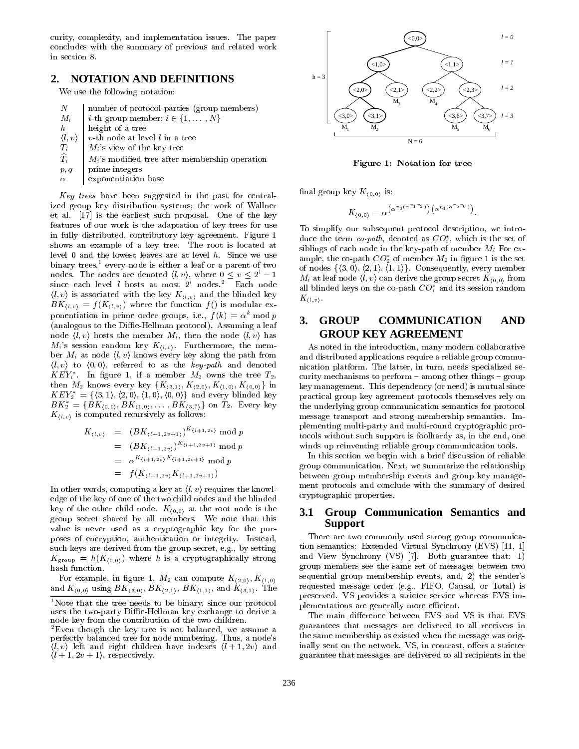curity, complexity, and implementation issues. The paper concludes with the summary of previous and related work in section 8.

## 2. NOTATION AND DEFINITIONS

We use the following notation:

| | |
|---|---|
| $N$ | number of protocol parties (group members) |
| $M_i$ | $i$-th group member; $i \in \{1, \ldots, N\}$ |
| $h$ | height of a tree |
| $\langle l, v \rangle$ | $v$-th node at level $l$ in a tree |
| $T_i$ | $M_i$'s view of the key tree |
| $\widehat{T}_i$ | $M_i$'s modified tree after membership operation |
| $p, q$ | prime integers |
| $\alpha$ | exponentiation base |

*Key trees* have been suggested in the past for centralized group key distribution systems; the work of Wallner et al. [17] is the earliest such proposal. One of the key features of our work is the adaptation of key trees for use in fully distributed, contributory key agreement. Figure 1 shows an example of a key tree. The root is located at level 0 and the lowest leaves are at level $h$. Since we use binary trees,[1] every node is either a leaf or a parent of two nodes. The nodes are denoted $\langle l, v \rangle$, where $0 \leq v \leq 2^l - 1$ since each level $l$ hosts at most $2^l$ nodes.[2] Each node $\langle l, v \rangle$ is associated with the key $K_{\langle l,v \rangle}$ and the blinded key $BK_{\langle l,v \rangle} = f(K_{\langle l,v \rangle})$ where the function $f()$ is modular exponentiation in prime order groups, i.e., $f(k) = \alpha^k \bmod p$ (analogous to the Diffie-Hellman protocol). Assuming a leaf node $\langle l, v \rangle$ hosts the member $M_i$, then the node $\langle l, v \rangle$ has $M_i$'s session random key $K_{\langle l,v \rangle}$. Furthermore, the member $M_i$ at node $\langle l, v \rangle$ knows every key along the path from $\langle l, v \rangle$ to $\langle 0, 0 \rangle$, referred to as the *key-path* and denoted $KEY_i^*$. In figure 1, if a member $M_2$ owns the tree $T_2$, then $M_2$ knows every key $\{K_{\langle 3,1 \rangle}, K_{\langle 2,0 \rangle}, K_{\langle 1,0 \rangle}, K_{\langle 0,0 \rangle}\}$ in $KEY_2^* = \{\langle 3, 1 \rangle, \langle 2, 0 \rangle, \langle 1, 0 \rangle, \langle 0, 0 \rangle\}$ and every blinded key $BK_2^* = \{BK_{\langle 0,0 \rangle}, BK_{\langle 1,0 \rangle}, \ldots, BK_{\langle 3,7 \rangle}\}$ on $T_2$. Every key $K_{\langle l,v \rangle}$ is computed recursively as follows:

$$
\begin{aligned}
K_{\langle l,v \rangle} &= (BK_{\langle l+1,2v+1 \rangle})^{K_{\langle l+1,2v \rangle}} \bmod p \\
&= (BK_{\langle l+1,2v \rangle})^{K_{\langle l+1,2v+1 \rangle}} \bmod p \\
&= \alpha^{K_{\langle l+1,2v \rangle} K_{\langle l+1,2v+1 \rangle}} \bmod p \\
&= f(K_{\langle l+1,2v \rangle} K_{\langle l+1,2v+1 \rangle})
\end{aligned}
$$

In other words, computing a key at $\langle l, v \rangle$ requires the knowledge of the key of one of the two child nodes and the blinded key of the other child node. $K_{\langle 0,0 \rangle}$ at the root node is the group secret shared by all members. We note that this value is never used as a cryptographic key for the purposes of encryption, authentication or integrity. Instead, such keys are derived from the group secret, e.g., by setting $K_{\text{group}} = h(K_{\langle 0,0 \rangle})$ where $h$ is a cryptographically strong hash function.

For example, in figure 1, $M_2$ can compute $K_{\langle 2,0 \rangle}$, $K_{\langle 1,0 \rangle}$ and $K_{\langle 0,0 \rangle}$ using $BK_{\langle 3,0 \rangle}$, $BK_{\langle 2,1 \rangle}$, $BK_{\langle 1,1 \rangle}$, and $K_{\langle 3,1 \rangle}$. The final group key $K_{\langle 0,0 \rangle}$ is:

$$
K_{\langle 0,0 \rangle} = \alpha^{\left(\alpha^{r_3 (\alpha^{r_1 r_2})}\right)\left(\alpha^{r_4 (\alpha^{r_5 r_6})}\right)}.
$$

Figure 1: Notation for tree

To simplify our subsequent protocol description, we introduce the term *co-path*, denoted as $CO_i^*$, which is the set of siblings of each node in the key-path of member $M_i$. For example, the co-path $CO_2^*$ of member $M_2$ in figure 1 is the set of nodes $\{\langle 3, 0 \rangle, \langle 2, 1 \rangle, \langle 1, 1 \rangle\}$. Consequently, every member $M_i$ at leaf node $\langle l, v \rangle$ can derive the group secret $K_{\langle 0,0 \rangle}$ from all blinded keys on the co-path $CO_i^*$ and its session random $K_{\langle l,v \rangle}$.

## 3. GROUP COMMUNICATION AND GROUP KEY AGREEMENT

As noted in the introduction, many modern collaborative and distributed applications require a reliable group communication platform. The latter, in turn, needs specialized security mechanisms to perform – among other things – group key management. This dependency (or need) is mutual since practical group key agreement protocols themselves rely on the underlying group communication semantics for protocol message transport and strong membership semantics. Implementing multi-party and multi-round cryptographic protocols without such support is foolhardy as, in the end, one winds up reinventing reliable group communication tools.

In this section we begin with a brief discussion of reliable group communication. Next, we summarize the relationship between group membership events and group key management protocols and conclude with the summary of desired cryptographic properties.

### 3.1 Group Communication Semantics and Support

There are two commonly used strong group communication semantics: Extended Virtual Synchrony (EVS) [11, 1] and View Synchrony (VS) [7]. Both guarantee that: 1) group members see the same set of messages between two sequential group membership events, and, 2) the sender's requested message order (e.g., FIFO, Causal, or Total) is preserved. VS provides a stricter service whereas EVS implementations are generally more efficient.

The main difference between EVS and VS is that EVS guarantees that messages are delivered to all receivers in the same membership as existed when the message was originally sent on the network. VS, in contrast, offers a stricter guarantee that messages are delivered to all recipients in the

[1] Note that the tree needs to be binary, since our protocol uses the two-party Diffie-Hellman key exchange to derive a node key from the contribution of the two children.

[2] Even though the key tree is not balanced, we assume a perfectly balanced tree for node numbering. Thus, a node's $\langle l, v \rangle$ left and right children have indexes $\langle l+1, 2v \rangle$ and $\langle l+1, 2v+1 \rangle$, respectively.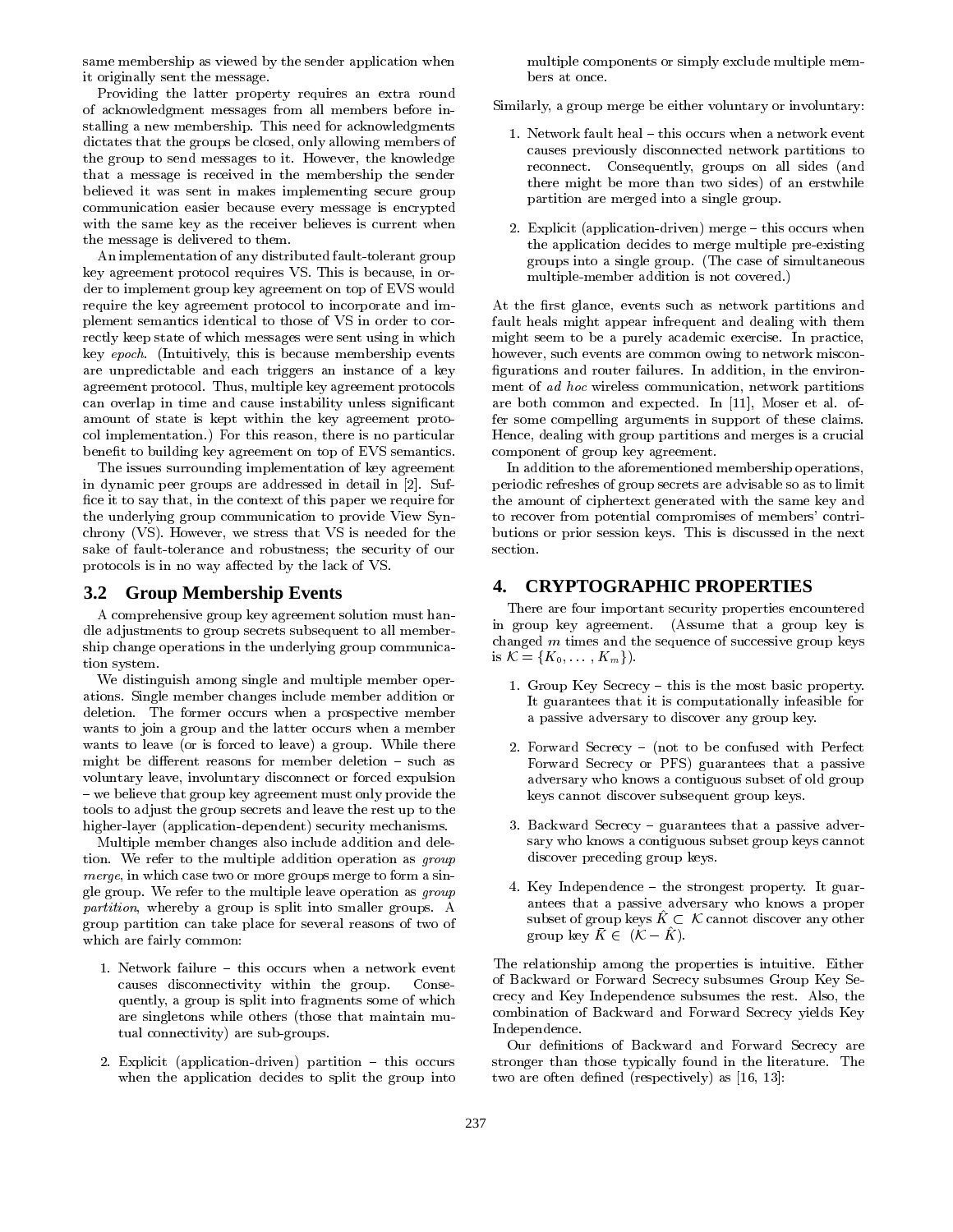same membership as viewed by the sender application when it originally sent the message.

Providing the latter property requires an extra round of acknowledgment messages from all members before installing a new membership. This need for acknowledgments dictates that the groups be closed, only allowing members of the group to send messages to it. However, the knowledge that a message is received in the membership the sender believed it was sent in makes implementing secure group communication easier because every message is encrypted with the same key as the receiver believes is current when the message is delivered to them.

An implementation of any distributed fault-tolerant group key agreement protocol requires VS. This is because, in order to implement group key agreement on top of EVS would require the key agreement protocol to incorporate and implement semantics identical to those of VS in order to correctly keep state of which messages were sent using in which key *epoch*. (Intuitively, this is because membership events are unpredictable and each triggers an instance of a key agreement protocol. Thus, multiple key agreement protocols can overlap in time and cause instability unless significant amount of state is kept within the key agreement protocol implementation.) For this reason, there is no particular benefit to building key agreement on top of EVS semantics.

The issues surrounding implementation of key agreement in dynamic peer groups are addressed in detail in [2]. Suffice it to say that, in the context of this paper we require for the underlying group communication to provide View Synchrony (VS). However, we stress that VS is needed for the sake of fault-tolerance and robustness; the security of our protocols is in no way affected by the lack of VS.

## 3.2 Group Membership Events

A comprehensive group key agreement solution must handle adjustments to group secrets subsequent to all membership change operations in the underlying group communication system.

We distinguish among single and multiple member operations. Single member changes include member addition or deletion. The former occurs when a prospective member wants to join a group and the latter occurs when a member wants to leave (or is forced to leave) a group. While there might be different reasons for member deletion – such as voluntary leave, involuntary disconnect or forced expulsion – we believe that group key agreement must only provide the tools to adjust the group secrets and leave the rest up to the higher-layer (application-dependent) security mechanisms.

Multiple member changes also include addition and deletion. We refer to the multiple addition operation as *group merge*, in which case two or more groups merge to form a single group. We refer to the multiple leave operation as *group partition*, whereby a group is split into smaller groups. A group partition can take place for several reasons of two of which are fairly common:

1. Network failure – this occurs when a network event causes disconnectivity within the group. Consequently, a group is split into fragments some of which are singletons while others (those that maintain mutual connectivity) are sub-groups.
2. Explicit (application-driven) partition – this occurs when the application decides to split the group into multiple components or simply exclude multiple members at once.

Similarly, a group merge be either voluntary or involuntary:

1. Network fault heal – this occurs when a network event causes previously disconnected network partitions to reconnect. Consequently, groups on all sides (and there might be more than two sides) of an erstwhile partition are merged into a single group.
2. Explicit (application-driven) merge – this occurs when the application decides to merge multiple pre-existing groups into a single group. (The case of simultaneous multiple-member addition is not covered.)

At the first glance, events such as network partitions and fault heals might appear infrequent and dealing with them might seem to be a purely academic exercise. In practice, however, such events are common owing to network misconfigurations and router failures. In addition, in the environment of *ad hoc* wireless communication, network partitions are both common and expected. In [11], Moser et al. offer some compelling arguments in support of these claims. Hence, dealing with group partitions and merges is a crucial component of group key agreement.

In addition to the aforementioned membership operations, periodic refreshes of group secrets are advisable so as to limit the amount of ciphertext generated with the same key and to recover from potential compromises of members' contributions or prior session keys. This is discussed in the next section.

# 4. CRYPTOGRAPHIC PROPERTIES

There are four important security properties encountered in group key agreement. (Assume that a group key is changed $m$ times and the sequence of successive group keys is $\mathcal{K} = \{K_0, \ldots, K_m\}$).

1. Group Key Secrecy – this is the most basic property. It guarantees that it is computationally infeasible for a passive adversary to discover any group key.
2. Forward Secrecy – (not to be confused with Perfect Forward Secrecy or PFS) guarantees that a passive adversary who knows a contiguous subset of old group keys cannot discover subsequent group keys.
3. Backward Secrecy – guarantees that a passive adversary who knows a contiguous subset group keys cannot discover preceding group keys.
4. Key Independence – the strongest property. It guarantees that a passive adversary who knows a proper subset of group keys $\hat{K} \subset \mathcal{K}$ cannot discover any other group key $\bar{K} \in (\mathcal{K} - \hat{K})$.

The relationship among the properties is intuitive. Either of Backward or Forward Secrecy subsumes Group Key Secrecy and Key Independence subsumes the rest. Also, the combination of Backward and Forward Secrecy yields Key Independence.

Our definitions of Backward and Forward Secrecy are stronger than those typically found in the literature. The two are often defined (respectively) as [16, 13]: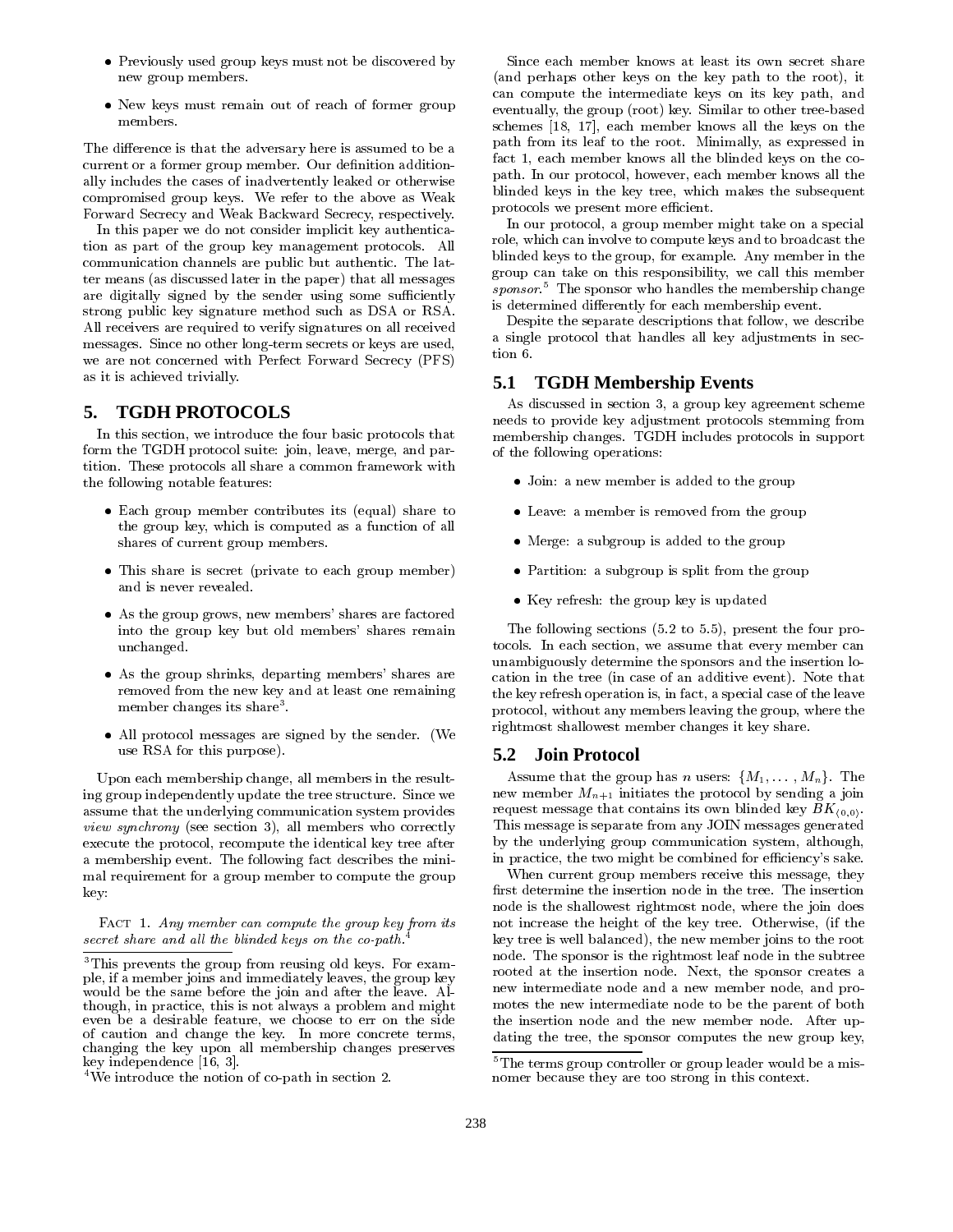- Previously used group keys must not be discovered by new group members.
- New keys must remain out of reach of former group members.

The difference is that the adversary here is assumed to be a current or a former group member. Our definition additionally includes the cases of inadvertently leaked or otherwise compromised group keys. We refer to the above as Weak Forward Secrecy and Weak Backward Secrecy, respectively.

In this paper we do not consider implicit key authentication as part of the group key management protocols. All communication channels are public but authentic. The latter means (as discussed later in the paper) that all messages are digitally signed by the sender using some sufficiently strong public key signature method such as DSA or RSA. All receivers are required to verify signatures on all received messages. Since no other long-term secrets or keys are used, we are not concerned with Perfect Forward Secrecy (PFS) as it is achieved trivially.

## 5. TGDH PROTOCOLS

In this section, we introduce the four basic protocols that form the TGDH protocol suite: join, leave, merge, and partition. These protocols all share a common framework with the following notable features:

- Each group member contributes its (equal) share to the group key, which is computed as a function of all shares of current group members.
- This share is secret (private to each group member) and is never revealed.
- As the group grows, new members' shares are factored into the group key but old members' shares remain unchanged.
- As the group shrinks, departing members' shares are removed from the new key and at least one remaining member changes its share[3].
- All protocol messages are signed by the sender. (We use RSA for this purpose).

Upon each membership change, all members in the resulting group independently update the tree structure. Since we assume that the underlying communication system provides *view synchrony* (see section 3), all members who correctly execute the protocol, recompute the identical key tree after a membership event. The following fact describes the minimal requirement for a group member to compute the group key:

FACT 1. *Any member can compute the group key from its secret share and all the blinded keys on the co-path.*[4]

[3] This prevents the group from reusing old keys. For example, if a member joins and immediately leaves, the group key would be the same before the join and after the leave. Although, in practice, this is not always a problem and might even be a desirable feature, we choose to err on the side of caution and change the key. In more concrete terms, changing the key upon all membership changes preserves key independence [16, 3].

[4] We introduce the notion of co-path in section 2.

Since each member knows at least its own secret share (and perhaps other keys on the key path to the root), it can compute the intermediate keys on its key path, and eventually, the group (root) key. Similar to other tree-based schemes [18, 17], each member knows all the keys on the path from its leaf to the root. Minimally, as expressed in fact 1, each member knows all the blinded keys on the co-path. In our protocol, however, each member knows all the blinded keys in the key tree, which makes the subsequent protocols we present more efficient.

In our protocol, a group member might take on a special role, which can involve to compute keys and to broadcast the blinded keys to the group, for example. Any member in the group can take on this responsibility, we call this member *sponsor*.[5] The sponsor who handles the membership change is determined differently for each membership event.

Despite the separate descriptions that follow, we describe a single protocol that handles all key adjustments in section 6.

### 5.1 TGDH Membership Events

As discussed in section 3, a group key agreement scheme needs to provide key adjustment protocols stemming from membership changes. TGDH includes protocols in support of the following operations:

- Join: a new member is added to the group
- Leave: a member is removed from the group
- Merge: a subgroup is added to the group
- Partition: a subgroup is split from the group
- Key refresh: the group key is updated

The following sections (5.2 to 5.5), present the four protocols. In each section, we assume that every member can unambiguously determine the sponsors and the insertion location in the tree (in case of an additive event). Note that the key refresh operation is, in fact, a special case of the leave protocol, without any members leaving the group, where the rightmost shallowest member changes it key share.

### 5.2 Join Protocol

Assume that the group has $n$ users: $\{M_1, \ldots, M_n\}$. The new member $M_{n+1}$ initiates the protocol by sending a join request message that contains its own blinded key $BK_{\langle 0,0 \rangle}$. This message is separate from any JOIN messages generated by the underlying group communication system, although, in practice, the two might be combined for efficiency's sake.

When current group members receive this message, they first determine the insertion node in the tree. The insertion node is the shallowest rightmost node, where the join does not increase the height of the key tree. Otherwise, (if the key tree is well balanced), the new member joins to the root node. The sponsor is the rightmost leaf node in the subtree rooted at the insertion node. Next, the sponsor creates a new intermediate node and a new member node, and promotes the new intermediate node to be the parent of both the insertion node and the new member node. After updating the tree, the sponsor computes the new group key,

[5] The terms group controller or group leader would be a misnomer because they are too strong in this context.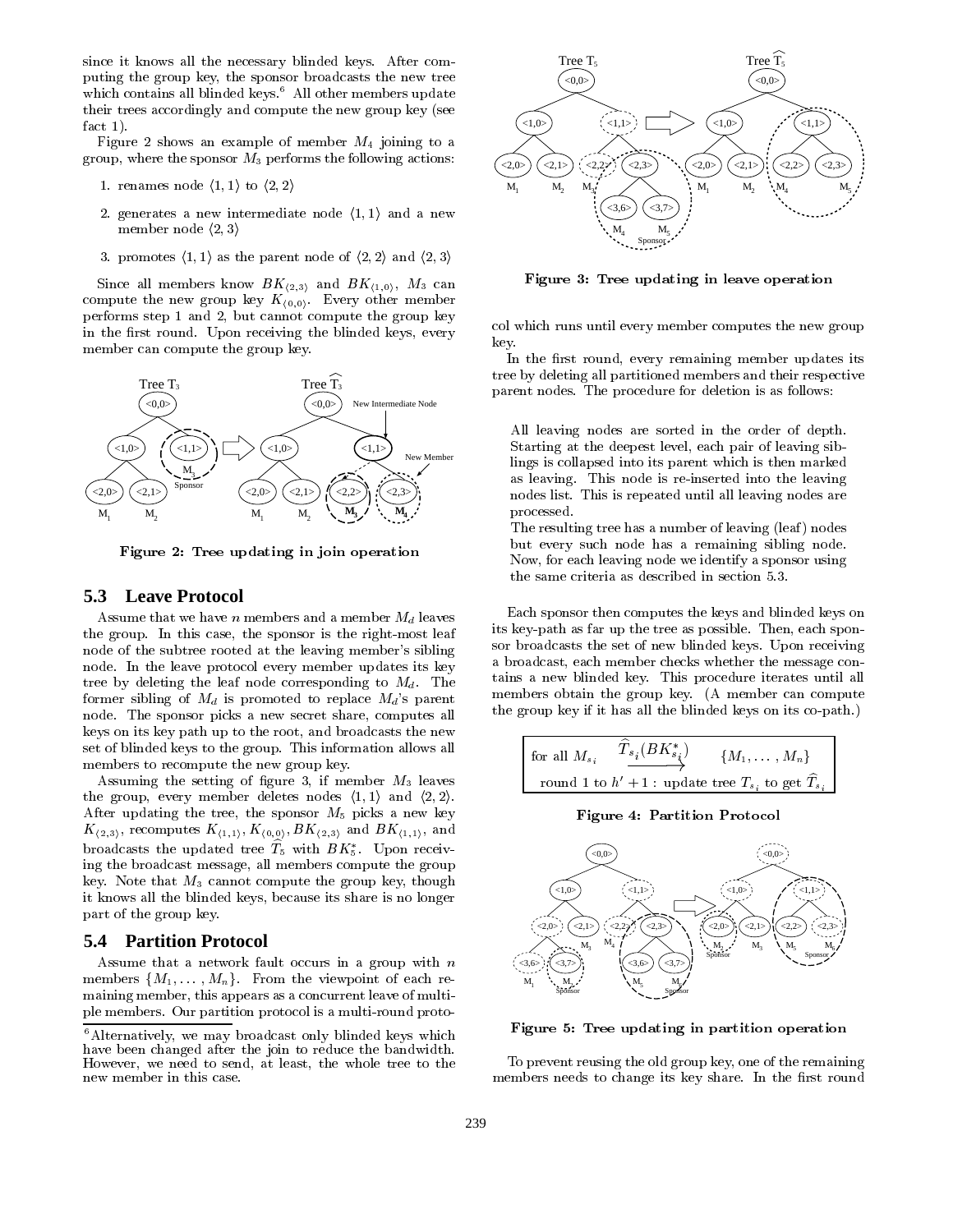since it knows all the necessary blinded keys. After computing the group key, the sponsor broadcasts the new tree which contains all blinded keys.[6] All other members update their trees accordingly and compute the new group key (see fact 1).

Figure 2 shows an example of member $M_4$ joining to a group, where the sponsor $M_3$ performs the following actions:

1. renames node $\langle 1,1\rangle$ to $\langle 2,2\rangle$
2. generates a new intermediate node $\langle 1,1\rangle$ and a new member node $\langle 2,3\rangle$
3. promotes $\langle 1,1\rangle$ as the parent node of $\langle 2,2\rangle$ and $\langle 2,3\rangle$

Since all members know $BK_{\langle 2,3\rangle}$ and $BK_{\langle 1,0\rangle}$, $M_3$ can compute the new group key $K_{\langle 0,0\rangle}$. Every other member performs step 1 and 2, but cannot compute the group key in the first round. Upon receiving the blinded keys, every member can compute the group key.

Figure 2: Tree updating in join operation

## 5.3 Leave Protocol

Assume that we have $n$ members and a member $M_d$ leaves the group. In this case, the sponsor is the right-most leaf node of the subtree rooted at the leaving member's sibling node. In the leave protocol every member updates its key tree by deleting the leaf node corresponding to $M_d$. The former sibling of $M_d$ is promoted to replace $M_d$'s parent node. The sponsor picks a new secret share, computes all keys on its key path up to the root, and broadcasts the new set of blinded keys to the group. This information allows all members to recompute the new group key.

Assuming the setting of figure 3, if member $M_3$ leaves the group, every member deletes nodes $\langle 1,1\rangle$ and $\langle 2,2\rangle$. After updating the tree, the sponsor $M_5$ picks a new key $K_{\langle 2,3\rangle}$, recomputes $K_{\langle 1,1\rangle}, K_{\langle 0,0\rangle}, BK_{\langle 2,3\rangle}$ and $BK_{\langle 1,1\rangle}$, and broadcasts the updated tree $\widehat{T}_5$ with $BK_5^*$. Upon receiving the broadcast message, all members compute the group key. Note that $M_3$ cannot compute the group key, though it knows all the blinded keys, because its share is no longer part of the group key.

## 5.4 Partition Protocol

Assume that a network fault occurs in a group with $n$ members $\{M_1, \ldots, M_n\}$. From the viewpoint of each remaining member, this appears as a concurrent leave of multiple members. Our partition protocol is a multi-round protocol which runs until every member computes the new group key.

[6] Alternatively, we may broadcast only blinded keys which have been changed after the join to reduce the bandwidth. However, we need to send, at least, the whole tree to the new member in this case.

Figure 3: Tree updating in leave operation

In the first round, every remaining member updates its tree by deleting all partitioned members and their respective parent nodes. The procedure for deletion is as follows:

> All leaving nodes are sorted in the order of depth. Starting at the deepest level, each pair of leaving siblings is collapsed into its parent which is then marked as leaving. This node is re-inserted into the leaving nodes list. This is repeated until all leaving nodes are processed.
>
> The resulting tree has a number of leaving (leaf) nodes but every such node has a remaining sibling node. Now, for each leaving node we identify a sponsor using the same criteria as described in section 5.3.

Each sponsor then computes the keys and blinded keys on its key-path as far up the tree as possible. Then, each sponsor broadcasts the set of new blinded keys. Upon receiving a broadcast, each member checks whether the message contains a new blinded key. This procedure iterates until all members obtain the group key. (A member can compute the group key if it has all the blinded keys on its co-path.)

| for all $M_{s_i}$ $\xrightarrow{\widehat{T}_{s_i}(BK^*_{s_i})}$ $\{M_1, \ldots, M_n\}$ |
|---|
| round 1 to $h'+1$ : update tree $T_{s_i}$ to get $\widehat{T}_{s_i}$ |

Figure 4: Partition Protocol

Figure 5: Tree updating in partition operation

To prevent reusing the old group key, one of the remaining members needs to change its key share. In the first round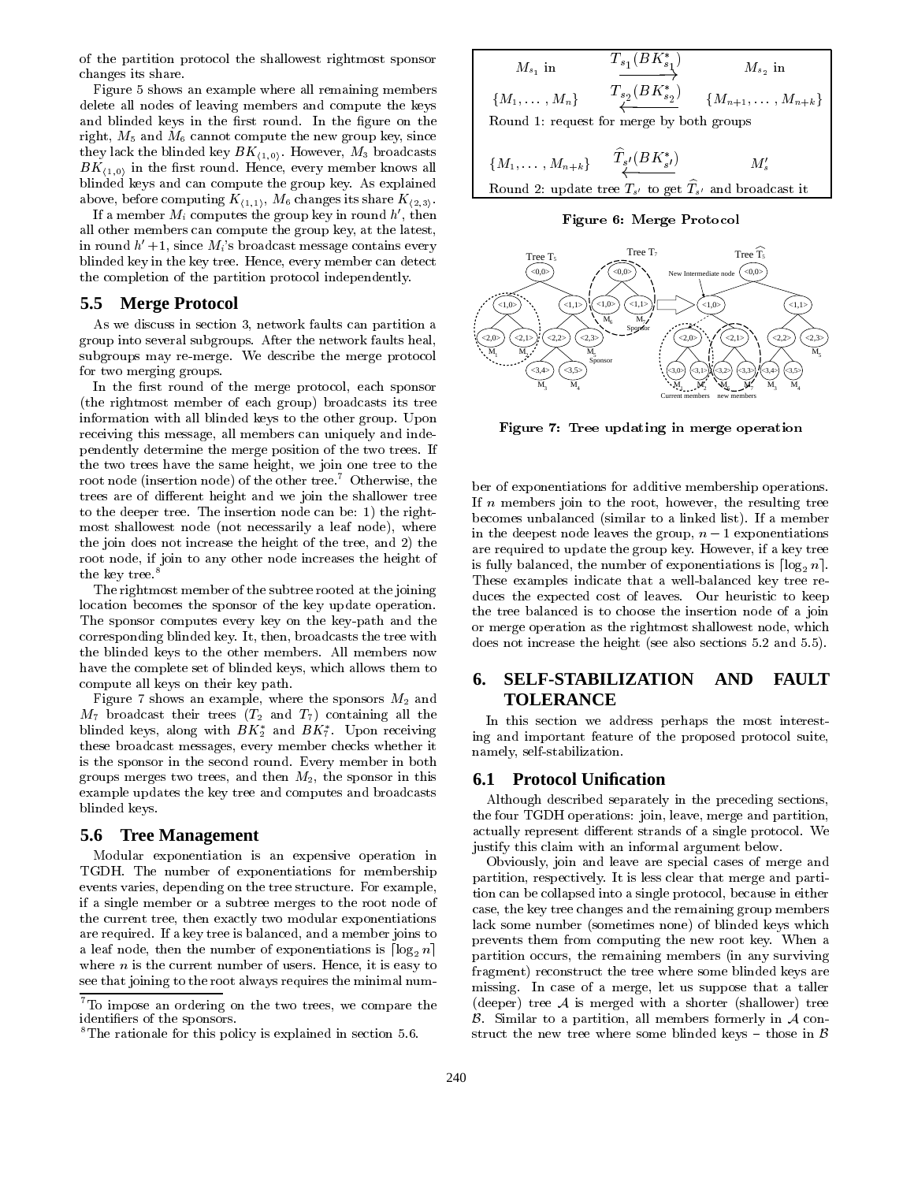of the partition protocol the shallowest rightmost sponsor changes its share.

Figure 5 shows an example where all remaining members delete all nodes of leaving members and compute the keys and blinded keys in the first round. In the figure on the right, $M_5$ and $M_6$ cannot compute the new group key, since they lack the blinded key $BK_{\langle 1,0\rangle}$. However, $M_3$ broadcasts $BK_{\langle 1,0\rangle}$ in the first round. Hence, every member knows all blinded keys and can compute the group key. As explained above, before computing $K_{\langle 1,1\rangle}$, $M_6$ changes its share $K_{\langle 2,3\rangle}$.

If a member $M_i$ computes the group key in round $h'$, then all other members can compute the group key, at the latest, in round $h'+1$, since $M_i$'s broadcast message contains every blinded key in the key tree. Hence, every member can detect the completion of the partition protocol independently.

## 5.5 Merge Protocol

As we discuss in section 3, network faults can partition a group into several subgroups. After the network faults heal, subgroups may re-merge. We describe the merge protocol for two merging groups.

In the first round of the merge protocol, each sponsor (the rightmost member of each group) broadcasts its tree information with all blinded keys to the other group. Upon receiving this message, all members can uniquely and independently determine the merge position of the two trees. If the two trees have the same height, we join one tree to the root node (insertion node) of the other tree.[7] Otherwise, the trees are of different height and we join the shallower tree to the deeper tree. The insertion node can be: 1) the rightmost shallowest node (not necessarily a leaf node), where the join does not increase the height of the tree, and 2) the root node, if join to any other node increases the height of the key tree.[8]

The rightmost member of the subtree rooted at the joining location becomes the sponsor of the key update operation. The sponsor computes every key on the key-path and the corresponding blinded key. It, then, broadcasts the tree with the blinded keys to the other members. All members now have the complete set of blinded keys, which allows them to compute all keys on their key path.

Figure 7 shows an example, where the sponsors $M_2$ and $M_7$ broadcast their trees ($T_2$ and $T_7$) containing all the blinded keys, along with $BK_2^*$ and $BK_7^*$. Upon receiving these broadcast messages, every member checks whether it is the sponsor in the second round. Every member in both groups merges two trees, and then $M_2$, the sponsor in this example updates the key tree and computes and broadcasts blinded keys.

| $M_{s_1}$ in $\{M_1,\ldots,M_n\}$ | $\xrightarrow{T_{s_1}(BK^*_{s_1})}$ $\xleftarrow{T_{s_2}(BK^*_{s_2})}$ | $M_{s_2}$ in $\{M_{n+1},\ldots,M_{n+k}\}$ |
|---|---|---|
| Round 1: request for merge by both groups | | |
| $\{M_1,\ldots,M_{n+k}\}$ | $\xleftarrow{\widehat{T}_{s'}(BK^*_{s'})}$ | $M'_s$ |
| Round 2: update tree $T_{s'}$ to get $\widehat{T}_{s'}$ and broadcast it | | |

Figure 6: Merge Protocol

Figure 7: Tree updating in merge operation

## 5.6 Tree Management

Modular exponentiation is an expensive operation in TGDH. The number of exponentiations for membership events varies, depending on the tree structure. For example, if a single member or a subtree merges to the root node of the current tree, then exactly two modular exponentiations are required. If a key tree is balanced, and a member joins to a leaf node, then the number of exponentiations is $\lceil \log_2 n \rceil$ where $n$ is the current number of users. Hence, it is easy to see that joining to the root always requires the minimal number of exponentiations for additive membership operations. If $n$ members join to the root, however, the resulting tree becomes unbalanced (similar to a linked list). If a member in the deepest node leaves the group, $n-1$ exponentiations are required to update the group key. However, if a key tree is fully balanced, the number of exponentiations is $\lceil \log_2 n \rceil$. These examples indicate that a well-balanced key tree reduces the expected cost of leaves. Our heuristic to keep the tree balanced is to choose the insertion node of a join or merge operation as the rightmost shallowest node, which does not increase the height (see also sections 5.2 and 5.5).

## 6. SELF-STABILIZATION AND FAULT TOLERANCE

In this section we address perhaps the most interesting and important feature of the proposed protocol suite, namely, self-stabilization.

## 6.1 Protocol Unification

Although described separately in the preceding sections, the four TGDH operations: join, leave, merge and partition, actually represent different strands of a single protocol. We justify this claim with an informal argument below.

Obviously, join and leave are special cases of merge and partition, respectively. It is less clear that merge and partition can be collapsed into a single protocol, because in either case, the key tree changes and the remaining group members lack some number (sometimes none) of blinded keys which prevents them from computing the new root key. When a partition occurs, the remaining members (in any surviving fragment) reconstruct the tree where some blinded keys are missing. In case of a merge, let us suppose that a taller (deeper) tree $\mathcal{A}$ is merged with a shorter (shallower) tree $\mathcal{B}$. Similar to a partition, all members formerly in $\mathcal{A}$ construct the new tree where some blinded keys – those in $\mathcal{B}$

[7] To impose an ordering on the two trees, we compare the identifiers of the sponsors.

[8] The rationale for this policy is explained in section 5.6.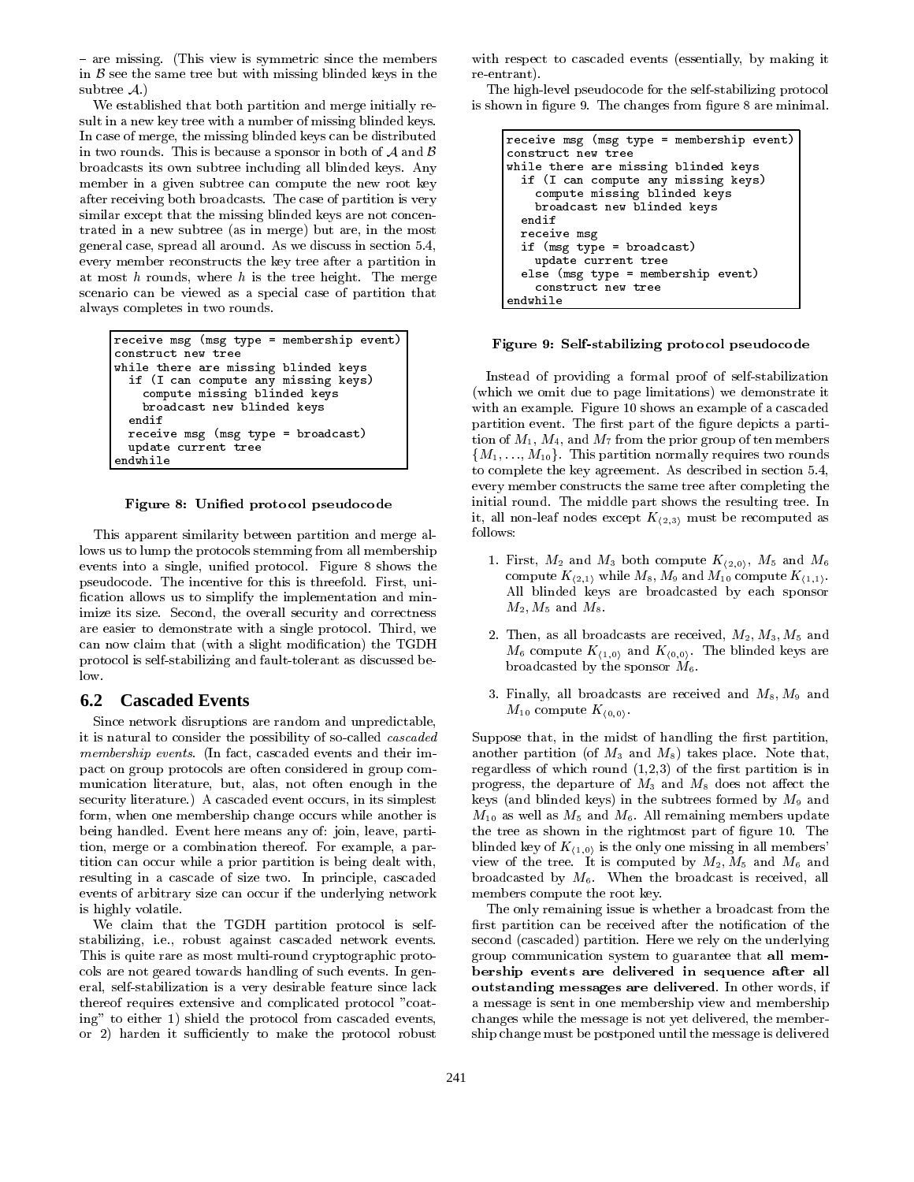– are missing. (This view is symmetric since the members in $\mathcal{B}$ see the same tree but with missing blinded keys in the subtree $\mathcal{A}$.)

We established that both partition and merge initially result in a new key tree with a number of missing blinded keys. In case of merge, the missing blinded keys can be distributed in two rounds. This is because a sponsor in both of $\mathcal{A}$ and $\mathcal{B}$ broadcasts its own subtree including all blinded keys. Any member in a given subtree can compute the new root key after receiving both broadcasts. The case of partition is very similar except that the missing blinded keys are not concentrated in a new subtree (as in merge) but are, in the most general case, spread all around. As we discuss in section 5.4, every member reconstructs the key tree after a partition in at most $h$ rounds, where $h$ is the tree height. The merge scenario can be viewed as a special case of partition that always completes in two rounds.

```
receive msg (msg type = membership event)
construct new tree
while there are missing blinded keys
  if (I can compute any missing keys)
    compute missing blinded keys
    broadcast new blinded keys
  endif
  receive msg (msg type = broadcast)
  update current tree
endwhile
```

**Figure 8: Unified protocol pseudocode**

This apparent similarity between partition and merge allows us to lump the protocols stemming from all membership events into a single, unified protocol. Figure 8 shows the pseudocode. The incentive for this is threefold. First, unification allows us to simplify the implementation and minimize its size. Second, the overall security and correctness are easier to demonstrate with a single protocol. Third, we can now claim that (with a slight modification) the TGDH protocol is self-stabilizing and fault-tolerant as discussed below.

## 6.2 Cascaded Events

Since network disruptions are random and unpredictable, it is natural to consider the possibility of so-called *cascaded membership events*. (In fact, cascaded events and their impact on group protocols are often considered in group communication literature, but, alas, not often enough in the security literature.) A cascaded event occurs, in its simplest form, when one membership change occurs while another is being handled. Event here means any of: join, leave, partition, merge or a combination thereof. For example, a partition can occur while a prior partition is being dealt with, resulting in a cascade of size two. In principle, cascaded events of arbitrary size can occur if the underlying network is highly volatile.

We claim that the TGDH partition protocol is self-stabilizing, i.e., robust against cascaded network events. This is quite rare as most multi-round cryptographic protocols are not geared towards handling of such events. In general, self-stabilization is a very desirable feature since lack thereof requires extensive and complicated protocol "coating" to either 1) shield the protocol from cascaded events, or 2) harden it sufficiently to make the protocol robust with respect to cascaded events (essentially, by making it re-entrant).

The high-level pseudocode for the self-stabilizing protocol is shown in figure 9. The changes from figure 8 are minimal.

```
receive msg (msg type = membership event)
construct new tree
while there are missing blinded keys
  if (I can compute any missing keys)
    compute missing blinded keys
    broadcast new blinded keys
  endif
  receive msg
  if (msg type = broadcast)
    update current tree
  else (msg type = membership event)
    construct new tree
endwhile
```

**Figure 9: Self-stabilizing protocol pseudocode**

Instead of providing a formal proof of self-stabilization (which we omit due to page limitations) we demonstrate it with an example. Figure 10 shows an example of a cascaded partition event. The first part of the figure depicts a partition of $M_1$, $M_4$, and $M_7$ from the prior group of ten members $\{M_1, \ldots, M_{10}\}$. This partition normally requires two rounds to complete the key agreement. As described in section 5.4, every member constructs the same tree after completing the initial round. The middle part shows the resulting tree. In it, all non-leaf nodes except $K_{\langle 2,3\rangle}$ must be recomputed as follows:

1. First, $M_2$ and $M_3$ both compute $K_{\langle 2,0\rangle}$, $M_5$ and $M_6$ compute $K_{\langle 2,1\rangle}$ while $M_8$, $M_9$ and $M_{10}$ compute $K_{\langle 1,1\rangle}$. All blinded keys are broadcasted by each sponsor $M_2, M_5$ and $M_8$.

2. Then, as all broadcasts are received, $M_2$, $M_3$, $M_5$ and $M_6$ compute $K_{\langle 1,0\rangle}$ and $K_{\langle 0,0\rangle}$. The blinded keys are broadcasted by the sponsor $M_6$.

3. Finally, all broadcasts are received and $M_8$, $M_9$ and $M_{10}$ compute $K_{\langle 0,0\rangle}$.

Suppose that, in the midst of handling the first partition, another partition (of $M_3$ and $M_8$) takes place. Note that, regardless of which round (1,2,3) of the first partition is in progress, the departure of $M_3$ and $M_8$ does not affect the keys (and blinded keys) in the subtrees formed by $M_9$ and $M_{10}$ as well as $M_5$ and $M_6$. All remaining members update the tree as shown in the rightmost part of figure 10. The blinded key of $K_{\langle 1,0\rangle}$ is the only one missing in all members' view of the tree. It is computed by $M_2, M_5$ and $M_6$ and broadcasted by $M_6$. When the broadcast is received, all members compute the root key.

The only remaining issue is whether a broadcast from the first partition can be received after the notification of the second (cascaded) partition. Here we rely on the underlying group communication system to guarantee that **all membership events are delivered in sequence after all outstanding messages are delivered**. In other words, if a message is sent in one membership view and membership changes while the message is not yet delivered, the membership change must be postponed until the message is delivered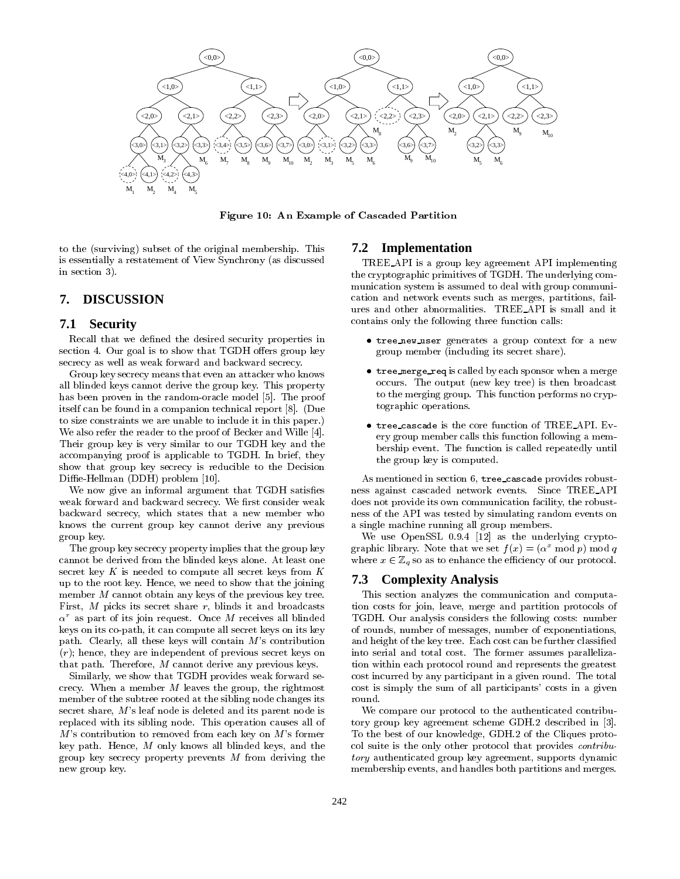Figure 10: An Example of Cascaded Partition

to the (surviving) subset of the original membership. This is essentially a restatement of View Synchrony (as discussed in section 3).

## 7. DISCUSSION

### 7.1 Security

Recall that we defined the desired security properties in section 4. Our goal is to show that TGDH offers group key secrecy as well as weak forward and backward secrecy.

Group key secrecy means that even an attacker who knows all blinded keys cannot derive the group key. This property has been proven in the random-oracle model [5]. The proof itself can be found in a companion technical report [8]. (Due to size constraints we are unable to include it in this paper.) We also refer the reader to the proof of Becker and Wille [4]. Their group key is very similar to our TGDH key and the accompanying proof is applicable to TGDH. In brief, they show that group key secrecy is reducible to the Decision Diffie-Hellman (DDH) problem [10].

We now give an informal argument that TGDH satisfies weak forward and backward secrecy. We first consider weak backward secrecy, which states that a new member who knows the current group key cannot derive any previous group key.

The group key secrecy property implies that the group key cannot be derived from the blinded keys alone. At least one secret key $K$ is needed to compute all secret keys from $K$ up to the root key. Hence, we need to show that the joining member $M$ cannot obtain any keys of the previous key tree. First, $M$ picks its secret share $r$, blinds it and broadcasts $\alpha^r$ as part of its join request. Once $M$ receives all blinded keys on its co-path, it can compute all secret keys on its key path. Clearly, all these keys will contain $M$'s contribution ($r$); hence, they are independent of previous secret keys on that path. Therefore, $M$ cannot derive any previous keys.

Similarly, we show that TGDH provides weak forward secrecy. When a member $M$ leaves the group, the rightmost member of the subtree rooted at the sibling node changes its secret share, $M$'s leaf node is deleted and its parent node is replaced with its sibling node. This operation causes all of $M$'s contribution to removed from each key on $M$'s former key path. Hence, $M$ only knows all blinded keys, and the group key secrecy property prevents $M$ from deriving the new group key.

### 7.2 Implementation

TREE_API is a group key agreement API implementing the cryptographic primitives of TGDH. The underlying communication system is assumed to deal with group communication and network events such as merges, partitions, failures and other abnormalities. TREE_API is small and it contains only the following three function calls:

- `tree_new_user` generates a group context for a new group member (including its secret share).
- `tree_merge_req` is called by each sponsor when a merge occurs. The output (new key tree) is then broadcast to the merging group. This function performs no cryptographic operations.
- `tree_cascade` is the core function of TREE_API. Every group member calls this function following a membership event. The function is called repeatedly until the group key is computed.

As mentioned in section 6, `tree_cascade` provides robustness against cascaded network events. Since TREE_API does not provide its own communication facility, the robustness of the API was tested by simulating random events on a single machine running all group members.

We use OpenSSL 0.9.4 [12] as the underlying cryptographic library. Note that we set $f(x) = (\alpha^x \bmod p) \bmod q$ where $x \in \mathbb{Z}_q$ so as to enhance the efficiency of our protocol.

### 7.3 Complexity Analysis

This section analyzes the communication and computation costs for join, leave, merge and partition protocols of TGDH. Our analysis considers the following costs: number of rounds, number of messages, number of exponentiations, and height of the key tree. Each cost can be further classified into serial and total cost. The former assumes parallelization within each protocol round and represents the greatest cost incurred by any participant in a given round. The total cost is simply the sum of all participants' costs in a given round.

We compare our protocol to the authenticated contributory group key agreement scheme GDH.2 described in [3]. To the best of our knowledge, GDH.2 of the Cliques protocol suite is the only other protocol that provides *contributory* authenticated group key agreement, supports dynamic membership events, and handles both partitions and merges.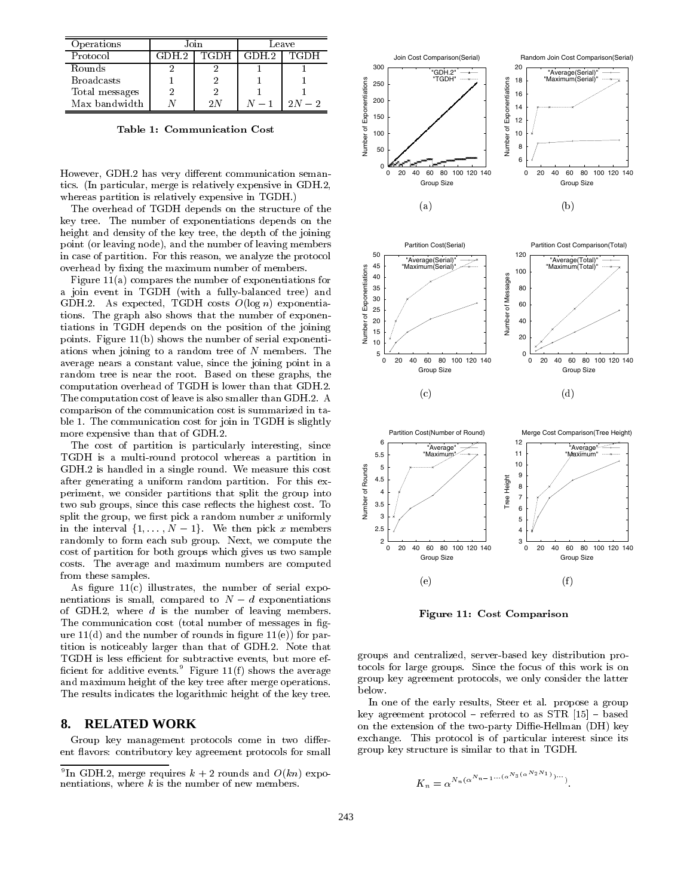| Operations | Join | | Leave | |
|---|---|---|---|---|
| Protocol | GDH.2 | TGDH | GDH.2 | TGDH |
| Rounds | 2 | 2 | 1 | 1 |
| Broadcasts | 1 | 2 | 1 | 1 |
| Total messages | 2 | 2 | 1 | 1 |
| Max bandwidth | $N$ | $2N$ | $N-1$ | $2N-2$ |

**Table 1: Communication Cost**

However, GDH.2 has very different communication semantics. (In particular, merge is relatively expensive in GDH.2, whereas partition is relatively expensive in TGDH.)

The overhead of TGDH depends on the structure of the key tree. The number of exponentiations depends on the height and density of the key tree, the depth of the joining point (or leaving node), and the number of leaving members in case of partition. For this reason, we analyze the protocol overhead by fixing the maximum number of members.

Figure 11(a) compares the number of exponentiations for a join event in TGDH (with a fully-balanced tree) and GDH.2. As expected, TGDH costs $O(\log n)$ exponentiations. The graph also shows that the number of exponentiations in TGDH depends on the position of the joining points. Figure 11(b) shows the number of serial exponentiations when joining to a random tree of $N$ members. The average nears a constant value, since the joining point in a random tree is near the root. Based on these graphs, the computation overhead of TGDH is lower than that GDH.2. The computation cost of leave is also smaller than GDH.2. A comparison of the communication cost is summarized in table 1. The communication cost for join in TGDH is slightly more expensive than that of GDH.2.

The cost of partition is particularly interesting, since TGDH is a multi-round protocol whereas a partition in GDH.2 is handled in a single round. We measure this cost after generating a uniform random partition. For this experiment, we consider partitions that split the group into two sub groups, since this case reflects the highest cost. To split the group, we first pick a random number $x$ uniformly in the interval $\{1, \ldots, N-1\}$. We then pick $x$ members randomly to form each sub group. Next, we compute the cost of partition for both groups which gives us two sample costs. The average and maximum numbers are computed from these samples.

As figure 11(c) illustrates, the number of serial exponentiations is small, compared to $N-d$ exponentiations of GDH.2, where $d$ is the number of leaving members. The communication cost (total number of messages in figure 11(d) and the number of rounds in figure 11(e)) for partition is noticeably larger than that of GDH.2. Note that TGDH is less efficient for subtractive events, but more efficient for additive events.[9] Figure 11(f) shows the average and maximum height of the key tree after merge operations. The results indicates the logarithmic height of the key tree.

(a) Join Cost Comparison(Serial) (b) Random Join Cost Comparison(Serial) (c) Partition Cost(Serial) (d) Partition Cost Comparison(Total) (e) Partition Cost(Number of Round) (f) Merge Cost Comparison(Tree Height)

**Figure 11: Cost Comparison**

## 8. RELATED WORK

Group key management protocols come in two different flavors: contributory key agreement protocols for small groups and centralized, server-based key distribution protocols for large groups. Since the focus of this work is on group key agreement protocols, we only consider the latter below.

In one of the early results, Steer et al. propose a group key agreement protocol – referred to as STR [15] – based on the extension of the two-party Diffie-Hellman (DH) key exchange. This protocol is of particular interest since its group key structure is similar to that in TGDH.

$$K_n = \alpha^{N_n(\alpha^{N_{n-1}\cdots(\alpha^{N_3(\alpha^{N_2 N_1})})\cdots})}.$$

[9]In GDH.2, merge requires $k+2$ rounds and $O(kn)$ exponentiations, where $k$ is the number of new members.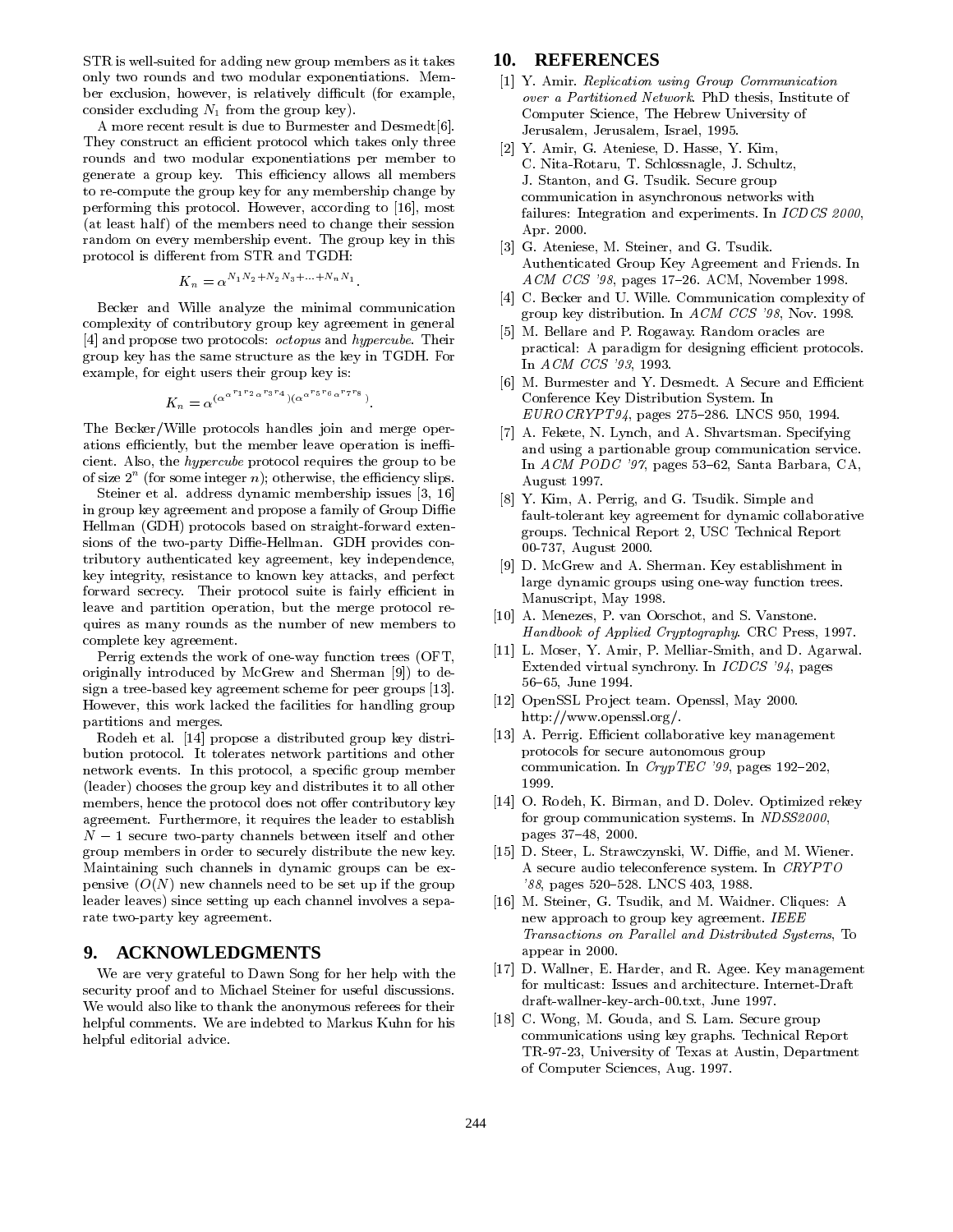STR is well-suited for adding new group members as it takes only two rounds and two modular exponentiations. Member exclusion, however, is relatively difficult (for example, consider excluding $N_1$ from the group key).

A more recent result is due to Burmester and Desmedt[6]. They construct an efficient protocol which takes only three rounds and two modular exponentiations per member to generate a group key. This efficiency allows all members to re-compute the group key for any membership change by performing this protocol. However, according to [16], most (at least half) of the members need to change their session random on every membership event. The group key in this protocol is different from STR and TGDH:

$$K_n = \alpha^{N_1 N_2 + N_2 N_3 + \ldots + N_n N_1}.$$

Becker and Wille analyze the minimal communication complexity of contributory group key agreement in general [4] and propose two protocols: *octopus* and *hypercube*. Their group key has the same structure as the key in TGDH. For example, for eight users their group key is:

$$K_n = \alpha^{(\alpha^{\alpha^{r_1 r_2}\alpha^{r_3 r_4}})(\alpha^{\alpha^{r_5 r_6}\alpha^{r_7 r_8}})}.$$

The Becker/Wille protocols handles join and merge operations efficiently, but the member leave operation is inefficient. Also, the *hypercube* protocol requires the group to be of size $2^n$ (for some integer $n$); otherwise, the efficiency slips.

Steiner et al. address dynamic membership issues [3, 16] in group key agreement and propose a family of Group Diffie Hellman (GDH) protocols based on straight-forward extensions of the two-party Diffie-Hellman. GDH provides contributory authenticated key agreement, key independence, key integrity, resistance to known key attacks, and perfect forward secrecy. Their protocol suite is fairly efficient in leave and partition operation, but the merge protocol requires as many rounds as the number of new members to complete key agreement.

Perrig extends the work of one-way function trees (OFT, originally introduced by McGrew and Sherman [9]) to design a tree-based key agreement scheme for peer groups [13]. However, this work lacked the facilities for handling group partitions and merges.

Rodeh et al. [14] propose a distributed group key distribution protocol. It tolerates network partitions and other network events. In this protocol, a specific group member (leader) chooses the group key and distributes it to all other members, hence the protocol does not offer contributory key agreement. Furthermore, it requires the leader to establish $N - 1$ secure two-party channels between itself and other group members in order to securely distribute the new key. Maintaining such channels in dynamic groups can be expensive ($O(N)$ new channels need to be set up if the group leader leaves) since setting up each channel involves a separate two-party key agreement.

## 9. ACKNOWLEDGMENTS

We are very grateful to Dawn Song for her help with the security proof and to Michael Steiner for useful discussions. We would also like to thank the anonymous referees for their helpful comments. We are indebted to Markus Kuhn for his helpful editorial advice.

## 10. REFERENCES

[1] Y. Amir. *Replication using Group Communication over a Partitioned Network*. PhD thesis, Institute of Computer Science, The Hebrew University of Jerusalem, Jerusalem, Israel, 1995.

[2] Y. Amir, G. Ateniese, D. Hasse, Y. Kim, C. Nita-Rotaru, T. Schlossnagle, J. Schultz, J. Stanton, and G. Tsudik. Secure group communication in asynchronous networks with failures: Integration and experiments. In *ICDCS 2000*, Apr. 2000.

[3] G. Ateniese, M. Steiner, and G. Tsudik. Authenticated Group Key Agreement and Friends. In *ACM CCS '98*, pages 17–26. ACM, November 1998.

[4] C. Becker and U. Wille. Communication complexity of group key distribution. In *ACM CCS '98*, Nov. 1998.

[5] M. Bellare and P. Rogaway. Random oracles are practical: A paradigm for designing efficient protocols. In *ACM CCS '93*, 1993.

[6] M. Burmester and Y. Desmedt. A Secure and Efficient Conference Key Distribution System. In *EUROCRYPT94*, pages 275–286. LNCS 950, 1994.

[7] A. Fekete, N. Lynch, and A. Shvartsman. Specifying and using a partionable group communication service. In *ACM PODC '97*, pages 53–62, Santa Barbara, CA, August 1997.

[8] Y. Kim, A. Perrig, and G. Tsudik. Simple and fault-tolerant key agreement for dynamic collaborative groups. Technical Report 2, USC Technical Report 00-737, August 2000.

[9] D. McGrew and A. Sherman. Key establishment in large dynamic groups using one-way function trees. Manuscript, May 1998.

[10] A. Menezes, P. van Oorschot, and S. Vanstone. *Handbook of Applied Cryptography*. CRC Press, 1997.

[11] L. Moser, Y. Amir, P. Melliar-Smith, and D. Agarwal. Extended virtual synchrony. In *ICDCS '94*, pages 56–65, June 1994.

[12] OpenSSL Project team. Openssl, May 2000. http://www.openssl.org/.

[13] A. Perrig. Efficient collaborative key management protocols for secure autonomous group communication. In *CrypTEC '99*, pages 192–202, 1999.

[14] O. Rodeh, K. Birman, and D. Dolev. Optimized rekey for group communication systems. In *NDSS2000*, pages 37–48, 2000.

[15] D. Steer, L. Strawczynski, W. Diffie, and M. Wiener. A secure audio teleconference system. In *CRYPTO '88*, pages 520–528. LNCS 403, 1988.

[16] M. Steiner, G. Tsudik, and M. Waidner. Cliques: A new approach to group key agreement. *IEEE Transactions on Parallel and Distributed Systems*, To appear in 2000.

[17] D. Wallner, E. Harder, and R. Agee. Key management for multicast: Issues and architecture. Internet-Draft draft-wallner-key-arch-00.txt, June 1997.

[18] C. Wong, M. Gouda, and S. Lam. Secure group communications using key graphs. Technical Report TR-97-23, University of Texas at Austin, Department of Computer Sciences, Aug. 1997.